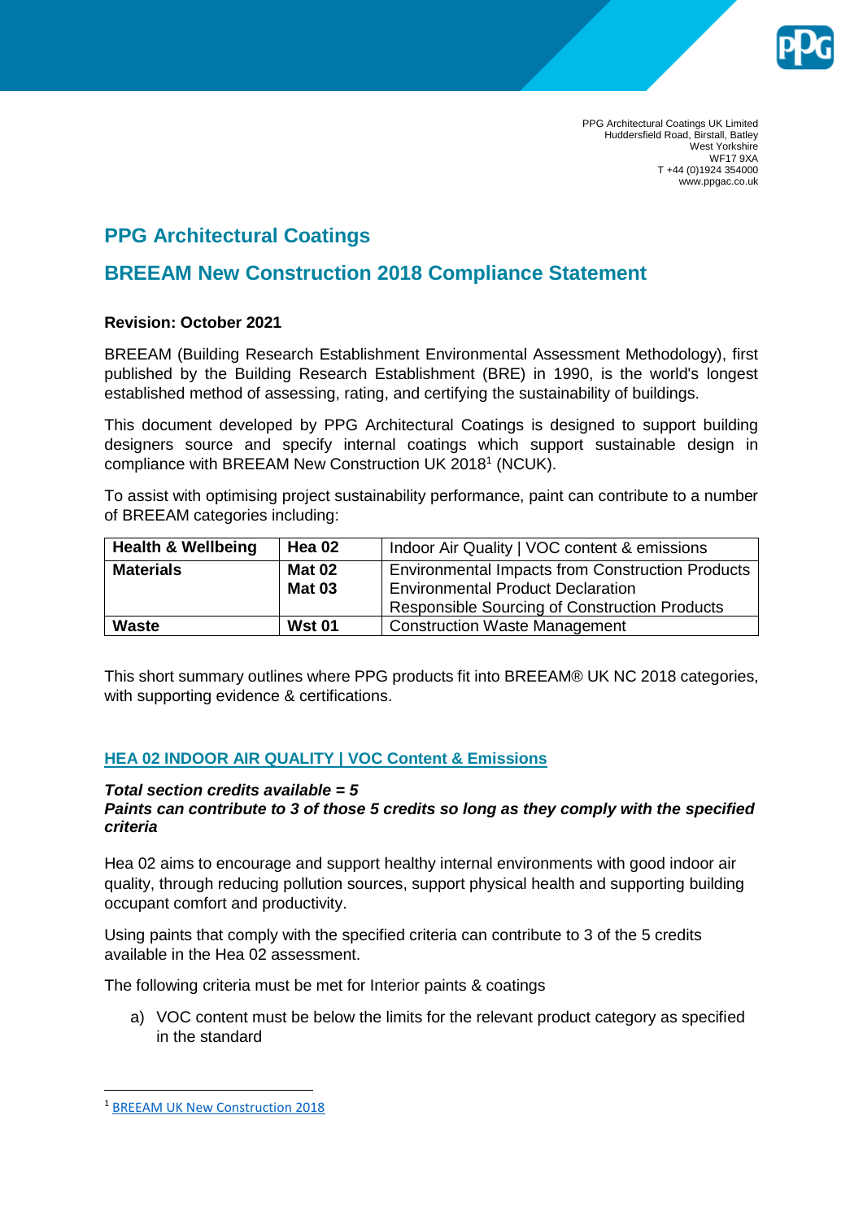PPG Architectural Coatings UK Limited
Huddersfield Road, Birstall, Batley
West Yorkshire
WF17 9XA
T +44 (0)1924 354000
www.ppgac.co.uk

# PPG Architectural Coatings

## BREEAM New Construction 2018 Compliance Statement

**Revision: October 2021**

BREEAM (Building Research Establishment Environmental Assessment Methodology), first published by the Building Research Establishment (BRE) in 1990, is the world's longest established method of assessing, rating, and certifying the sustainability of buildings.

This document developed by PPG Architectural Coatings is designed to support building designers source and specify internal coatings which support sustainable design in compliance with BREEAM New Construction UK 2018[1] (NCUK).

To assist with optimising project sustainability performance, paint can contribute to a number of BREEAM categories including:

| **Health & Wellbeing** | **Hea 02** | Indoor Air Quality \| VOC content & emissions |
|---|---|---|
| **Materials** | **Mat 02**<br>**Mat 03** | Environmental Impacts from Construction Products<br>Environmental Product Declaration<br>Responsible Sourcing of Construction Products |
| **Waste** | **Wst 01** | Construction Waste Management |

This short summary outlines where PPG products fit into BREEAM® UK NC 2018 categories, with supporting evidence & certifications.

### HEA 02 INDOOR AIR QUALITY | VOC Content & Emissions

***Total section credits available = 5***
***Paints can contribute to 3 of those 5 credits so long as they comply with the specified criteria***

Hea 02 aims to encourage and support healthy internal environments with good indoor air quality, through reducing pollution sources, support physical health and supporting building occupant comfort and productivity.

Using paints that comply with the specified criteria can contribute to 3 of the 5 credits available in the Hea 02 assessment.

The following criteria must be met for Interior paints & coatings

a) VOC content must be below the limits for the relevant product category as specified in the standard

[1] BREEAM UK New Construction 2018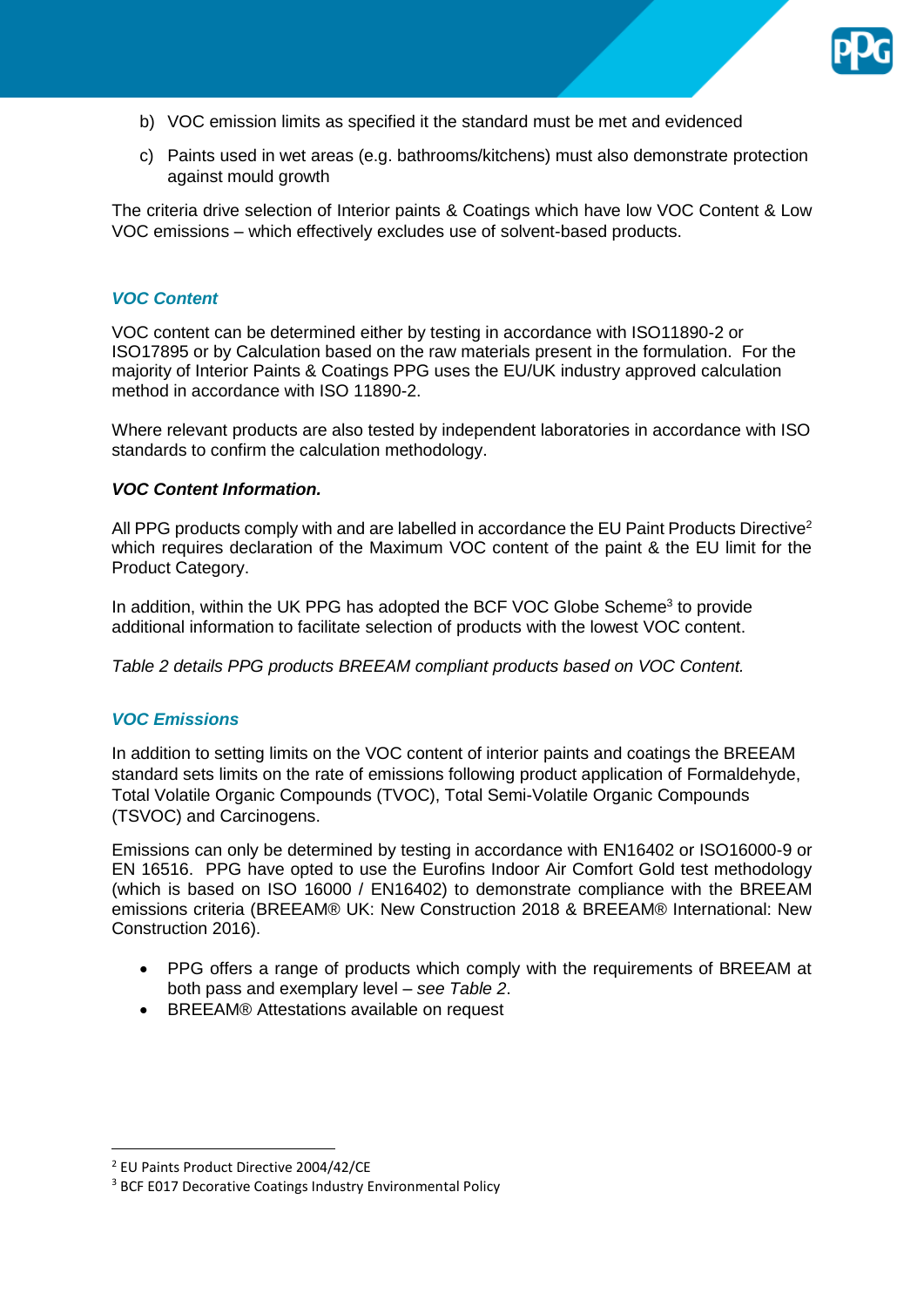b) VOC emission limits as specified it the standard must be met and evidenced

c) Paints used in wet areas (e.g. bathrooms/kitchens) must also demonstrate protection against mould growth

The criteria drive selection of Interior paints & Coatings which have low VOC Content & Low VOC emissions – which effectively excludes use of solvent-based products.

### *VOC Content*

VOC content can be determined either by testing in accordance with ISO11890-2 or ISO17895 or by Calculation based on the raw materials present in the formulation. For the majority of Interior Paints & Coatings PPG uses the EU/UK industry approved calculation method in accordance with ISO 11890-2.

Where relevant products are also tested by independent laboratories in accordance with ISO standards to confirm the calculation methodology.

***VOC Content Information.***

All PPG products comply with and are labelled in accordance the EU Paint Products Directive[2] which requires declaration of the Maximum VOC content of the paint & the EU limit for the Product Category.

In addition, within the UK PPG has adopted the BCF VOC Globe Scheme[3] to provide additional information to facilitate selection of products with the lowest VOC content.

*Table 2 details PPG products BREEAM compliant products based on VOC Content.*

### *VOC Emissions*

In addition to setting limits on the VOC content of interior paints and coatings the BREEAM standard sets limits on the rate of emissions following product application of Formaldehyde, Total Volatile Organic Compounds (TVOC), Total Semi-Volatile Organic Compounds (TSVOC) and Carcinogens.

Emissions can only be determined by testing in accordance with EN16402 or ISO16000-9 or EN 16516. PPG have opted to use the Eurofins Indoor Air Comfort Gold test methodology (which is based on ISO 16000 / EN16402) to demonstrate compliance with the BREEAM emissions criteria (BREEAM® UK: New Construction 2018 & BREEAM® International: New Construction 2016).

- PPG offers a range of products which comply with the requirements of BREEAM at both pass and exemplary level – *see Table 2*.
- BREEAM® Attestations available on request

---

[2] EU Paints Product Directive 2004/42/CE

[3] BCF E017 Decorative Coatings Industry Environmental Policy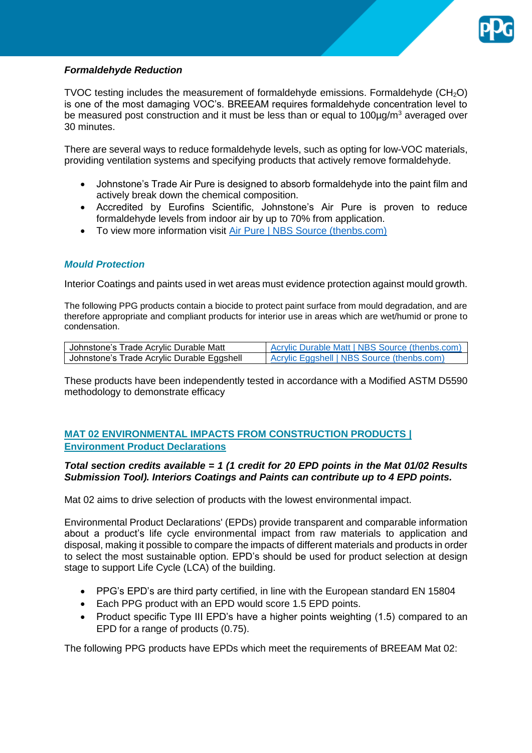### *Formaldehyde Reduction*

TVOC testing includes the measurement of formaldehyde emissions. Formaldehyde ($CH_2O$) is one of the most damaging VOC's. BREEAM requires formaldehyde concentration level to be measured post construction and it must be less than or equal to 100µg/$m^3$ averaged over 30 minutes.

There are several ways to reduce formaldehyde levels, such as opting for low-VOC materials, providing ventilation systems and specifying products that actively remove formaldehyde.

- Johnstone's Trade Air Pure is designed to absorb formaldehyde into the paint film and actively break down the chemical composition.
- Accredited by Eurofins Scientific, Johnstone's Air Pure is proven to reduce formaldehyde levels from indoor air by up to 70% from application.
- To view more information visit [Air Pure | NBS Source (thenbs.com)](Air Pure | NBS Source (thenbs.com))

### *Mould Protection*

Interior Coatings and paints used in wet areas must evidence protection against mould growth.

The following PPG products contain a biocide to protect paint surface from mould degradation, and are therefore appropriate and compliant products for interior use in areas which are wet/humid or prone to condensation.

| Johnstone's Trade Acrylic Durable Matt | Acrylic Durable Matt \| NBS Source (thenbs.com) |
|---|---|
| Johnstone's Trade Acrylic Durable Eggshell | Acrylic Eggshell \| NBS Source (thenbs.com) |

These products have been independently tested in accordance with a Modified ASTM D5590 methodology to demonstrate efficacy

## MAT 02 ENVIRONMENTAL IMPACTS FROM CONSTRUCTION PRODUCTS | Environment Product Declarations

***Total section credits available = 1 (1 credit for 20 EPD points in the Mat 01/02 Results Submission Tool). Interiors Coatings and Paints can contribute up to 4 EPD points.***

Mat 02 aims to drive selection of products with the lowest environmental impact.

Environmental Product Declarations' (EPDs) provide transparent and comparable information about a product's life cycle environmental impact from raw materials to application and disposal, making it possible to compare the impacts of different materials and products in order to select the most sustainable option. EPD's should be used for product selection at design stage to support Life Cycle (LCA) of the building.

- PPG's EPD's are third party certified, in line with the European standard EN 15804
- Each PPG product with an EPD would score 1.5 EPD points.
- Product specific Type III EPD's have a higher points weighting (1.5) compared to an EPD for a range of products (0.75).

The following PPG products have EPDs which meet the requirements of BREEAM Mat 02: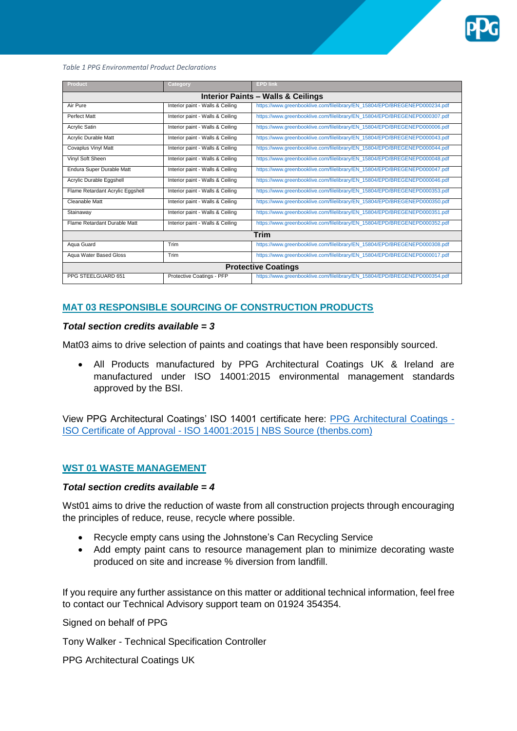*Table 1 PPG Environmental Product Declarations*

| Product | Category | EPD link |
|---|---|---|
| **Interior Paints – Walls & Ceilings** | | |
| Air Pure | Interior paint - Walls & Ceiling | https://www.greenbooklive.com/filelibrary/EN_15804/EPD/BREGENEPD000234.pdf |
| Perfect Matt | Interior paint - Walls & Ceiling | https://www.greenbooklive.com/filelibrary/EN_15804/EPD/BREGENEPD000307.pdf |
| Acrylic Satin | Interior paint - Walls & Ceiling | https://www.greenbooklive.com/filelibrary/EN_15804/EPD/BREGENEPD000006.pdf |
| Acrylic Durable Matt | Interior paint - Walls & Ceiling | https://www.greenbooklive.com/filelibrary/EN_15804/EPD/BREGENEPD000043.pdf |
| Covaplus Vinyl Matt | Interior paint - Walls & Ceiling | https://www.greenbooklive.com/filelibrary/EN_15804/EPD/BREGENEPD000044.pdf |
| Vinyl Soft Sheen | Interior paint - Walls & Ceiling | https://www.greenbooklive.com/filelibrary/EN_15804/EPD/BREGENEPD000048.pdf |
| Endura Super Durable Matt | Interior paint - Walls & Ceiling | https://www.greenbooklive.com/filelibrary/EN_15804/EPD/BREGENEPD000047.pdf |
| Acrylic Durable Eggshell | Interior paint - Walls & Ceiling | https://www.greenbooklive.com/filelibrary/EN_15804/EPD/BREGENEPD000046.pdf |
| Flame Retardant Acrylic Eggshell | Interior paint - Walls & Ceiling | https://www.greenbooklive.com/filelibrary/EN_15804/EPD/BREGENEPD000353.pdf |
| Cleanable Matt | Interior paint - Walls & Ceiling | https://www.greenbooklive.com/filelibrary/EN_15804/EPD/BREGENEPD000350.pdf |
| Stainaway | Interior paint - Walls & Ceiling | https://www.greenbooklive.com/filelibrary/EN_15804/EPD/BREGENEPD000351.pdf |
| Flame Retardant Durable Matt | Interior paint - Walls & Ceiling | https://www.greenbooklive.com/filelibrary/EN_15804/EPD/BREGENEPD000352.pdf |
| **Trim** | | |
| Aqua Guard | Trim | https://www.greenbooklive.com/filelibrary/EN_15804/EPD/BREGENEPD000308.pdf |
| Aqua Water Based Gloss | Trim | https://www.greenbooklive.com/filelibrary/EN_15804/EPD/BREGENEPD000017.pdf |
| **Protective Coatings** | | |
| PPG STEELGUARD 651 | Protective Coatings - PFP | https://www.greenbooklive.com/filelibrary/EN_15804/EPD/BREGENEPD000354.pdf |

## MAT 03 RESPONSIBLE SOURCING OF CONSTRUCTION PRODUCTS

***Total section credits available = 3***

Mat03 aims to drive selection of paints and coatings that have been responsibly sourced.

- All Products manufactured by PPG Architectural Coatings UK & Ireland are manufactured under ISO 14001:2015 environmental management standards approved by the BSI.

View PPG Architectural Coatings' ISO 14001 certificate here: PPG Architectural Coatings - ISO Certificate of Approval - ISO 14001:2015 | NBS Source (thenbs.com)

## WST 01 WASTE MANAGEMENT

***Total section credits available = 4***

Wst01 aims to drive the reduction of waste from all construction projects through encouraging the principles of reduce, reuse, recycle where possible.

- Recycle empty cans using the Johnstone's Can Recycling Service
- Add empty paint cans to resource management plan to minimize decorating waste produced on site and increase % diversion from landfill.

If you require any further assistance on this matter or additional technical information, feel free to contact our Technical Advisory support team on 01924 354354.

Signed on behalf of PPG

Tony Walker - Technical Specification Controller

PPG Architectural Coatings UK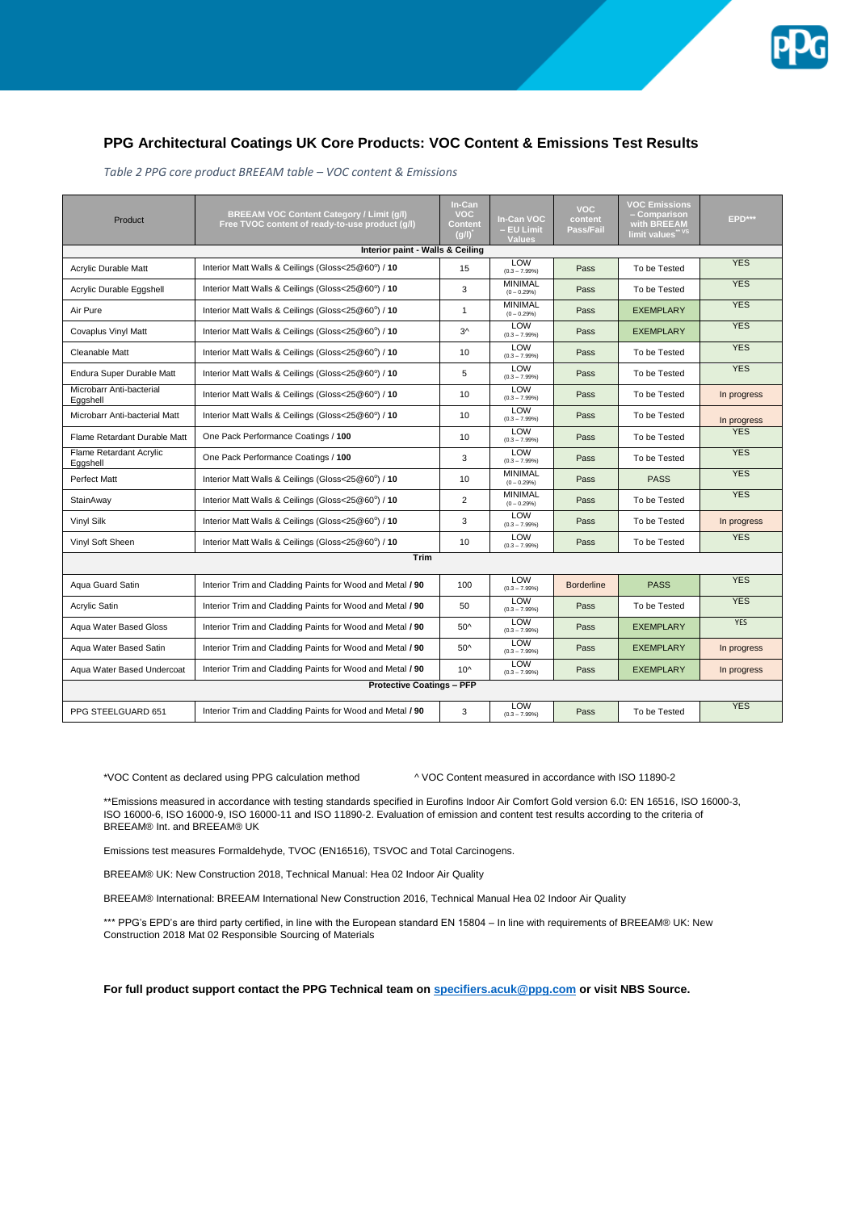## PPG Architectural Coatings UK Core Products: VOC Content & Emissions Test Results

*Table 2 PPG core product BREEAM table – VOC content & Emissions*

| Product | BREEAM VOC Content Category / Limit (g/l) Free TVOC content of ready-to-use product (g/l) | In-Can VOC Content (g/l)* | In-Can VOC – EU Limit Values | VOC content Pass/Fail | VOC Emissions – Comparison with BREEAM limit values** VS | EPD*** |
|---|---|---|---|---|---|---|
| **Interior paint - Walls & Ceiling** | | | | | | |
| Acrylic Durable Matt | Interior Matt Walls & Ceilings (Gloss<25@60°) / **10** | 15 | LOW (0.3 – 7.99%) | Pass | To be Tested | YES |
| Acrylic Durable Eggshell | Interior Matt Walls & Ceilings (Gloss<25@60°) / **10** | 3 | MINIMAL (0 – 0.29%) | Pass | To be Tested | YES |
| Air Pure | Interior Matt Walls & Ceilings (Gloss<25@60°) / **10** | 1 | MINIMAL (0 – 0.29%) | Pass | EXEMPLARY | YES |
| Covaplus Vinyl Matt | Interior Matt Walls & Ceilings (Gloss<25@60°) / **10** | 3^ | LOW (0.3 – 7.99%) | Pass | EXEMPLARY | YES |
| Cleanable Matt | Interior Matt Walls & Ceilings (Gloss<25@60°) / **10** | 10 | LOW (0.3 – 7.99%) | Pass | To be Tested | YES |
| Endura Super Durable Matt | Interior Matt Walls & Ceilings (Gloss<25@60°) / **10** | 5 | LOW (0.3 – 7.99%) | Pass | To be Tested | YES |
| Microbarr Anti-bacterial Eggshell | Interior Matt Walls & Ceilings (Gloss<25@60°) / **10** | 10 | LOW (0.3 – 7.99%) | Pass | To be Tested | In progress |
| Microbarr Anti-bacterial Matt | Interior Matt Walls & Ceilings (Gloss<25@60°) / **10** | 10 | LOW (0.3 – 7.99%) | Pass | To be Tested | In progress |
| Flame Retardant Durable Matt | One Pack Performance Coatings / **100** | 10 | LOW (0.3 – 7.99%) | Pass | To be Tested | YES |
| Flame Retardant Acrylic Eggshell | One Pack Performance Coatings / **100** | 3 | LOW (0.3 – 7.99%) | Pass | To be Tested | YES |
| Perfect Matt | Interior Matt Walls & Ceilings (Gloss<25@60°) / **10** | 10 | MINIMAL (0 – 0.29%) | Pass | PASS | YES |
| StainAway | Interior Matt Walls & Ceilings (Gloss<25@60°) / **10** | 2 | MINIMAL (0 – 0.29%) | Pass | To be Tested | YES |
| Vinyl Silk | Interior Matt Walls & Ceilings (Gloss<25@60°) / **10** | 3 | LOW (0.3 – 7.99%) | Pass | To be Tested | In progress |
| Vinyl Soft Sheen | Interior Matt Walls & Ceilings (Gloss<25@60°) / **10** | 10 | LOW (0.3 – 7.99%) | Pass | To be Tested | YES |
| **Trim** | | | | | | |
| Aqua Guard Satin | Interior Trim and Cladding Paints for Wood and Metal **/ 90** | 100 | LOW (0.3 – 7.99%) | Borderline | PASS | YES |
| Acrylic Satin | Interior Trim and Cladding Paints for Wood and Metal **/ 90** | 50 | LOW (0.3 – 7.99%) | Pass | To be Tested | YES |
| Aqua Water Based Gloss | Interior Trim and Cladding Paints for Wood and Metal **/ 90** | 50^ | LOW (0.3 – 7.99%) | Pass | EXEMPLARY | YES |
| Aqua Water Based Satin | Interior Trim and Cladding Paints for Wood and Metal **/ 90** | 50^ | LOW (0.3 – 7.99%) | Pass | EXEMPLARY | In progress |
| Aqua Water Based Undercoat | Interior Trim and Cladding Paints for Wood and Metal **/ 90** | 10^ | LOW (0.3 – 7.99%) | Pass | EXEMPLARY | In progress |
| **Protective Coatings – PFP** | | | | | | |
| PPG STEELGUARD 651 | Interior Trim and Cladding Paints for Wood and Metal **/ 90** | 3 | LOW (0.3 – 7.99%) | Pass | To be Tested | YES |

*VOC Content as declared using PPG calculation method ^ VOC Content measured in accordance with ISO 11890-2

**Emissions measured in accordance with testing standards specified in Eurofins Indoor Air Comfort Gold version 6.0: EN 16516, ISO 16000-3, ISO 16000-6, ISO 16000-9, ISO 16000-11 and ISO 11890-2. Evaluation of emission and content test results according to the criteria of BREEAM® Int. and BREEAM® UK

Emissions test measures Formaldehyde, TVOC (EN16516), TSVOC and Total Carcinogens.

BREEAM® UK: New Construction 2018, Technical Manual: Hea 02 Indoor Air Quality

BREEAM® International: BREEAM International New Construction 2016, Technical Manual Hea 02 Indoor Air Quality

*** PPG's EPD's are third party certified, in line with the European standard EN 15804 – In line with requirements of BREEAM® UK: New Construction 2018 Mat 02 Responsible Sourcing of Materials

**For full product support contact the PPG Technical team on specifiers.acuk@ppg.com or visit NBS Source.**